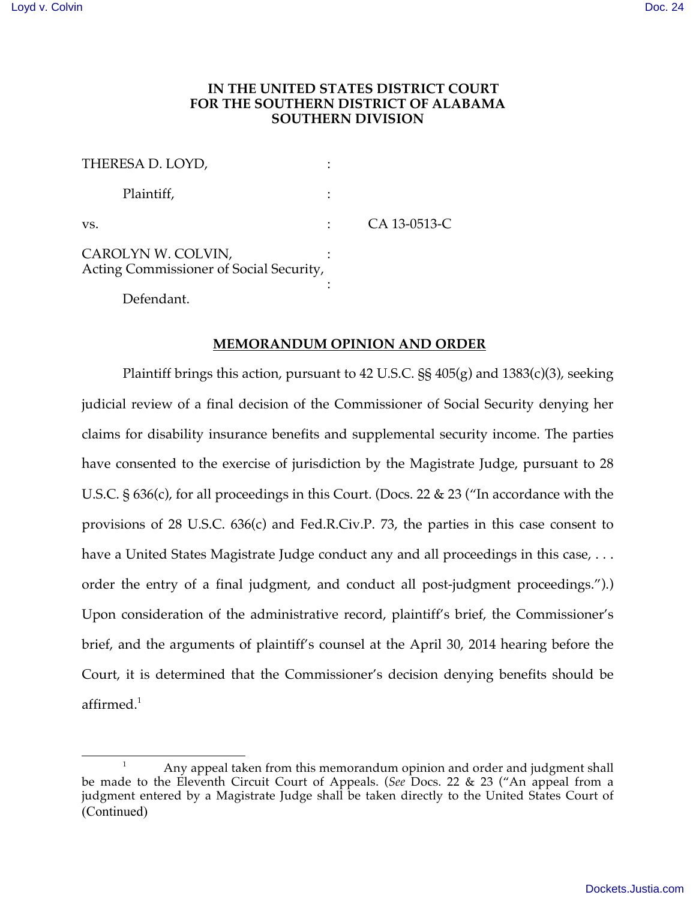**IN THE UNITED STATES DISTRICT COURT FOR THE SOUTHERN DISTRICT OF ALABAMA SOUTHERN DIVISION**

THERESA D. LOYD, :

Plaintiff, :

vs. : CA 13-0513-C

CAROLYN W. COLVIN, :
Acting Commissioner of Social Security, :

Defendant.

**MEMORANDUM OPINION AND ORDER**

Plaintiff brings this action, pursuant to 42 U.S.C. §§ 405(g) and 1383(c)(3), seeking judicial review of a final decision of the Commissioner of Social Security denying her claims for disability insurance benefits and supplemental security income. The parties have consented to the exercise of jurisdiction by the Magistrate Judge, pursuant to 28 U.S.C. § 636(c), for all proceedings in this Court. (Docs. 22 & 23 ("In accordance with the provisions of 28 U.S.C. 636(c) and Fed.R.Civ.P. 73, the parties in this case consent to have a United States Magistrate Judge conduct any and all proceedings in this case, . . . order the entry of a final judgment, and conduct all post-judgment proceedings.").) Upon consideration of the administrative record, plaintiff's brief, the Commissioner's brief, and the arguments of plaintiff's counsel at the April 30, 2014 hearing before the Court, it is determined that the Commissioner's decision denying benefits should be affirmed.[1]

---

[1] Any appeal taken from this memorandum opinion and order and judgment shall be made to the Eleventh Circuit Court of Appeals. (*See* Docs. 22 & 23 ("An appeal from a judgment entered by a Magistrate Judge shall be taken directly to the United States Court of (Continued)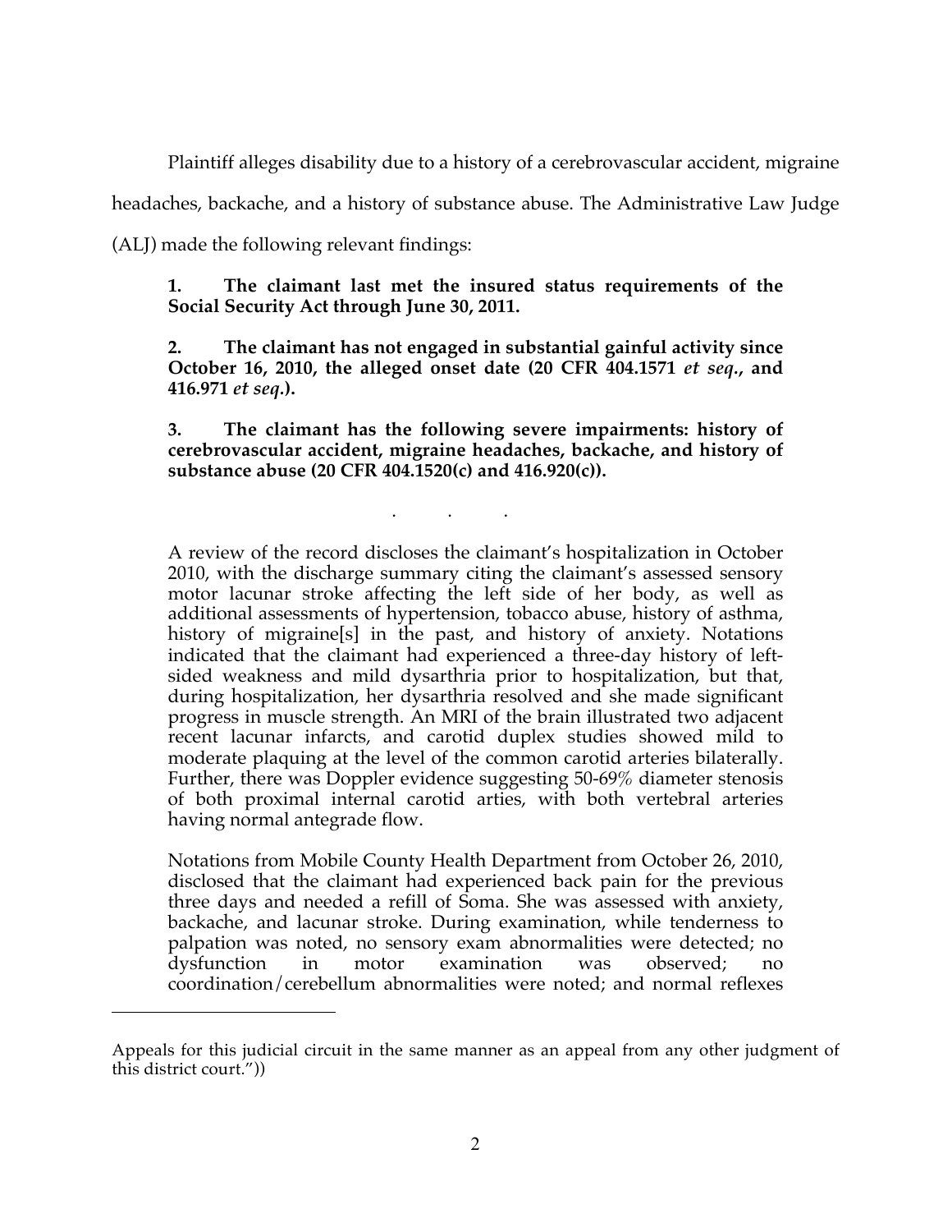Plaintiff alleges disability due to a history of a cerebrovascular accident, migraine headaches, backache, and a history of substance abuse. The Administrative Law Judge (ALJ) made the following relevant findings:

> **1. The claimant last met the insured status requirements of the Social Security Act through June 30, 2011.**
>
> **2. The claimant has not engaged in substantial gainful activity since October 16, 2010, the alleged onset date (20 CFR 404.1571 *et seq.*, and 416.971 *et seq.*).**
>
> **3. The claimant has the following severe impairments: history of cerebrovascular accident, migraine headaches, backache, and history of substance abuse (20 CFR 404.1520(c) and 416.920(c)).**
>
> . . .
>
> A review of the record discloses the claimant's hospitalization in October 2010, with the discharge summary citing the claimant's assessed sensory motor lacunar stroke affecting the left side of her body, as well as additional assessments of hypertension, tobacco abuse, history of asthma, history of migraine[s] in the past, and history of anxiety. Notations indicated that the claimant had experienced a three-day history of left-sided weakness and mild dysarthria prior to hospitalization, but that, during hospitalization, her dysarthria resolved and she made significant progress in muscle strength. An MRI of the brain illustrated two adjacent recent lacunar infarcts, and carotid duplex studies showed mild to moderate plaquing at the level of the common carotid arteries bilaterally. Further, there was Doppler evidence suggesting 50-69% diameter stenosis of both proximal internal carotid arties, with both vertebral arteries having normal antegrade flow.
>
> Notations from Mobile County Health Department from October 26, 2010, disclosed that the claimant had experienced back pain for the previous three days and needed a refill of Soma. She was assessed with anxiety, backache, and lacunar stroke. During examination, while tenderness to palpation was noted, no sensory exam abnormalities were detected; no dysfunction in motor examination was observed; no coordination/cerebellum abnormalities were noted; and normal reflexes

---

Appeals for this judicial circuit in the same manner as an appeal from any other judgment of this district court."))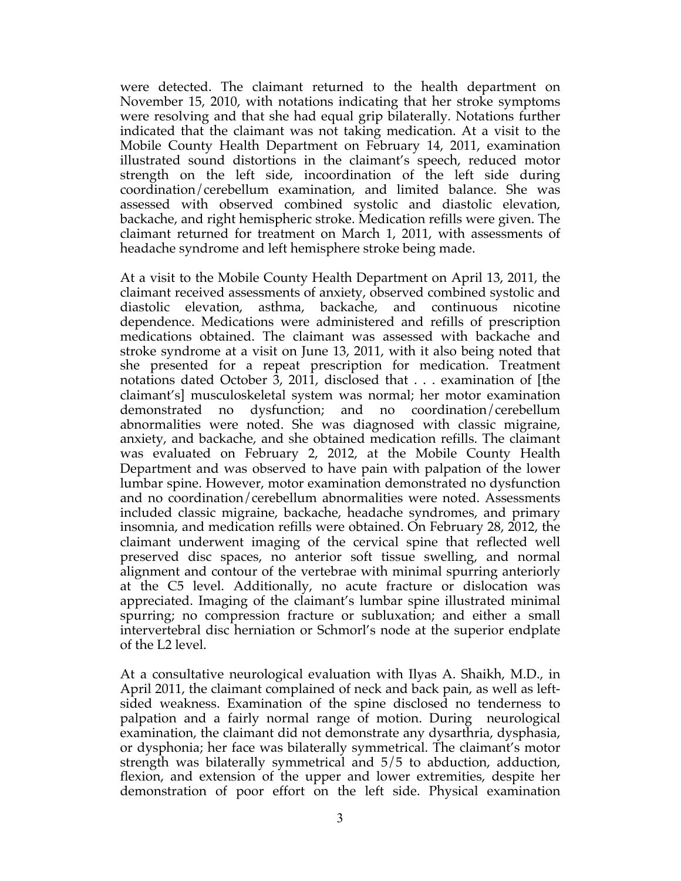were detected. The claimant returned to the health department on November 15, 2010, with notations indicating that her stroke symptoms were resolving and that she had equal grip bilaterally. Notations further indicated that the claimant was not taking medication. At a visit to the Mobile County Health Department on February 14, 2011, examination illustrated sound distortions in the claimant's speech, reduced motor strength on the left side, incoordination of the left side during coordination/cerebellum examination, and limited balance. She was assessed with observed combined systolic and diastolic elevation, backache, and right hemispheric stroke. Medication refills were given. The claimant returned for treatment on March 1, 2011, with assessments of headache syndrome and left hemisphere stroke being made.

At a visit to the Mobile County Health Department on April 13, 2011, the claimant received assessments of anxiety, observed combined systolic and diastolic elevation, asthma, backache, and continuous nicotine dependence. Medications were administered and refills of prescription medications obtained. The claimant was assessed with backache and stroke syndrome at a visit on June 13, 2011, with it also being noted that she presented for a repeat prescription for medication. Treatment notations dated October 3, 2011, disclosed that . . . examination of [the claimant's] musculoskeletal system was normal; her motor examination demonstrated no dysfunction; and no coordination/cerebellum abnormalities were noted. She was diagnosed with classic migraine, anxiety, and backache, and she obtained medication refills. The claimant was evaluated on February 2, 2012, at the Mobile County Health Department and was observed to have pain with palpation of the lower lumbar spine. However, motor examination demonstrated no dysfunction and no coordination/cerebellum abnormalities were noted. Assessments included classic migraine, backache, headache syndromes, and primary insomnia, and medication refills were obtained. On February 28, 2012, the claimant underwent imaging of the cervical spine that reflected well preserved disc spaces, no anterior soft tissue swelling, and normal alignment and contour of the vertebrae with minimal spurring anteriorly at the C5 level. Additionally, no acute fracture or dislocation was appreciated. Imaging of the claimant's lumbar spine illustrated minimal spurring; no compression fracture or subluxation; and either a small intervertebral disc herniation or Schmorl's node at the superior endplate of the L2 level.

At a consultative neurological evaluation with Ilyas A. Shaikh, M.D., in April 2011, the claimant complained of neck and back pain, as well as left-sided weakness. Examination of the spine disclosed no tenderness to palpation and a fairly normal range of motion. During neurological examination, the claimant did not demonstrate any dysarthria, dysphasia, or dysphonia; her face was bilaterally symmetrical. The claimant's motor strength was bilaterally symmetrical and 5/5 to abduction, adduction, flexion, and extension of the upper and lower extremities, despite her demonstration of poor effort on the left side. Physical examination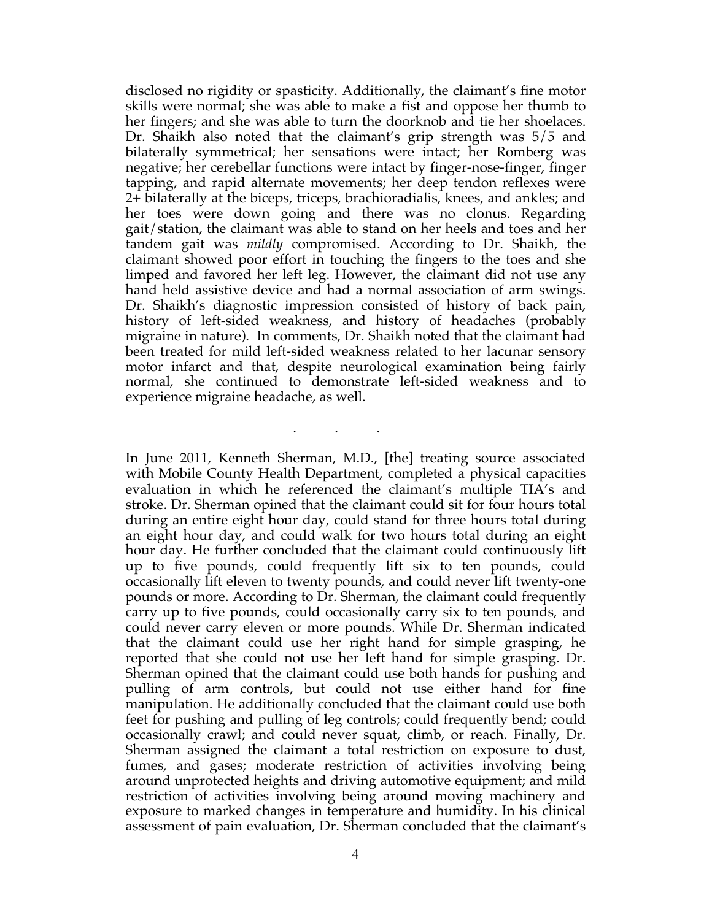disclosed no rigidity or spasticity. Additionally, the claimant's fine motor skills were normal; she was able to make a fist and oppose her thumb to her fingers; and she was able to turn the doorknob and tie her shoelaces. Dr. Shaikh also noted that the claimant's grip strength was 5/5 and bilaterally symmetrical; her sensations were intact; her Romberg was negative; her cerebellar functions were intact by finger-nose-finger, finger tapping, and rapid alternate movements; her deep tendon reflexes were 2+ bilaterally at the biceps, triceps, brachioradialis, knees, and ankles; and her toes were down going and there was no clonus. Regarding gait/station, the claimant was able to stand on her heels and toes and her tandem gait was *mildly* compromised. According to Dr. Shaikh, the claimant showed poor effort in touching the fingers to the toes and she limped and favored her left leg. However, the claimant did not use any hand held assistive device and had a normal association of arm swings. Dr. Shaikh's diagnostic impression consisted of history of back pain, history of left-sided weakness, and history of headaches (probably migraine in nature). In comments, Dr. Shaikh noted that the claimant had been treated for mild left-sided weakness related to her lacunar sensory motor infarct and that, despite neurological examination being fairly normal, she continued to demonstrate left-sided weakness and to experience migraine headache, as well.

. . .

In June 2011, Kenneth Sherman, M.D., [the] treating source associated with Mobile County Health Department, completed a physical capacities evaluation in which he referenced the claimant's multiple TIA's and stroke. Dr. Sherman opined that the claimant could sit for four hours total during an entire eight hour day, could stand for three hours total during an eight hour day, and could walk for two hours total during an eight hour day. He further concluded that the claimant could continuously lift up to five pounds, could frequently lift six to ten pounds, could occasionally lift eleven to twenty pounds, and could never lift twenty-one pounds or more. According to Dr. Sherman, the claimant could frequently carry up to five pounds, could occasionally carry six to ten pounds, and could never carry eleven or more pounds. While Dr. Sherman indicated that the claimant could use her right hand for simple grasping, he reported that she could not use her left hand for simple grasping. Dr. Sherman opined that the claimant could use both hands for pushing and pulling of arm controls, but could not use either hand for fine manipulation. He additionally concluded that the claimant could use both feet for pushing and pulling of leg controls; could frequently bend; could occasionally crawl; and could never squat, climb, or reach. Finally, Dr. Sherman assigned the claimant a total restriction on exposure to dust, fumes, and gases; moderate restriction of activities involving being around unprotected heights and driving automotive equipment; and mild restriction of activities involving being around moving machinery and exposure to marked changes in temperature and humidity. In his clinical assessment of pain evaluation, Dr. Sherman concluded that the claimant's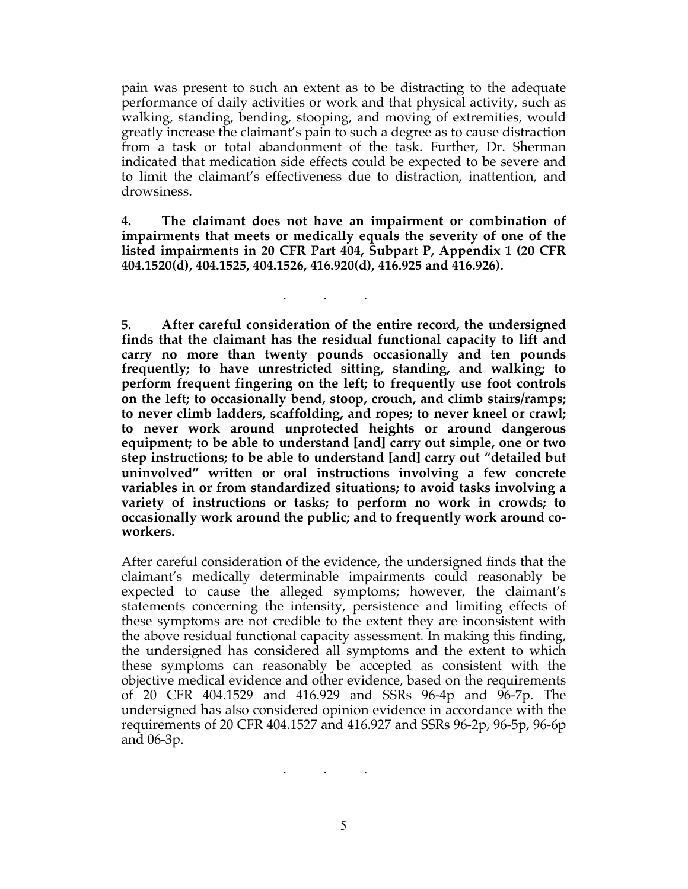pain was present to such an extent as to be distracting to the adequate performance of daily activities or work and that physical activity, such as walking, standing, bending, stooping, and moving of extremities, would greatly increase the claimant's pain to such a degree as to cause distraction from a task or total abandonment of the task. Further, Dr. Sherman indicated that medication side effects could be expected to be severe and to limit the claimant's effectiveness due to distraction, inattention, and drowsiness.

**4. The claimant does not have an impairment or combination of impairments that meets or medically equals the severity of one of the listed impairments in 20 CFR Part 404, Subpart P, Appendix 1 (20 CFR 404.1520(d), 404.1525, 404.1526, 416.920(d), 416.925 and 416.926).**

. . .

**5. After careful consideration of the entire record, the undersigned finds that the claimant has the residual functional capacity to lift and carry no more than twenty pounds occasionally and ten pounds frequently; to have unrestricted sitting, standing, and walking; to perform frequent fingering on the left; to frequently use foot controls on the left; to occasionally bend, stoop, crouch, and climb stairs/ramps; to never climb ladders, scaffolding, and ropes; to never kneel or crawl; to never work around unprotected heights or around dangerous equipment; to be able to understand [and] carry out simple, one or two step instructions; to be able to understand [and] carry out "detailed but uninvolved" written or oral instructions involving a few concrete variables in or from standardized situations; to avoid tasks involving a variety of instructions or tasks; to perform no work in crowds; to occasionally work around the public; and to frequently work around co-workers.**

After careful consideration of the evidence, the undersigned finds that the claimant's medically determinable impairments could reasonably be expected to cause the alleged symptoms; however, the claimant's statements concerning the intensity, persistence and limiting effects of these symptoms are not credible to the extent they are inconsistent with the above residual functional capacity assessment. In making this finding, the undersigned has considered all symptoms and the extent to which these symptoms can reasonably be accepted as consistent with the objective medical evidence and other evidence, based on the requirements of 20 CFR 404.1529 and 416.929 and SSRs 96-4p and 96-7p. The undersigned has also considered opinion evidence in accordance with the requirements of 20 CFR 404.1527 and 416.927 and SSRs 96-2p, 96-5p, 96-6p and 06-3p.

. . .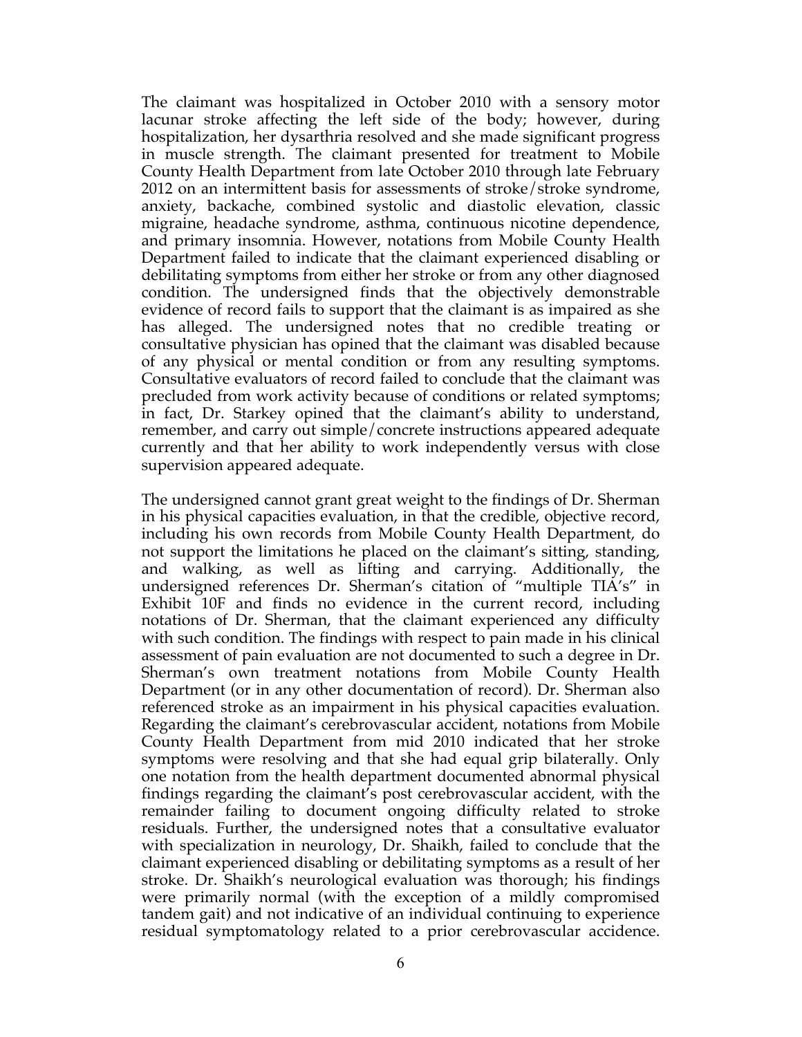The claimant was hospitalized in October 2010 with a sensory motor lacunar stroke affecting the left side of the body; however, during hospitalization, her dysarthria resolved and she made significant progress in muscle strength. The claimant presented for treatment to Mobile County Health Department from late October 2010 through late February 2012 on an intermittent basis for assessments of stroke/stroke syndrome, anxiety, backache, combined systolic and diastolic elevation, classic migraine, headache syndrome, asthma, continuous nicotine dependence, and primary insomnia. However, notations from Mobile County Health Department failed to indicate that the claimant experienced disabling or debilitating symptoms from either her stroke or from any other diagnosed condition. The undersigned finds that the objectively demonstrable evidence of record fails to support that the claimant is as impaired as she has alleged. The undersigned notes that no credible treating or consultative physician has opined that the claimant was disabled because of any physical or mental condition or from any resulting symptoms. Consultative evaluators of record failed to conclude that the claimant was precluded from work activity because of conditions or related symptoms; in fact, Dr. Starkey opined that the claimant's ability to understand, remember, and carry out simple/concrete instructions appeared adequate currently and that her ability to work independently versus with close supervision appeared adequate.

The undersigned cannot grant great weight to the findings of Dr. Sherman in his physical capacities evaluation, in that the credible, objective record, including his own records from Mobile County Health Department, do not support the limitations he placed on the claimant's sitting, standing, and walking, as well as lifting and carrying. Additionally, the undersigned references Dr. Sherman's citation of "multiple TIA's" in Exhibit 10F and finds no evidence in the current record, including notations of Dr. Sherman, that the claimant experienced any difficulty with such condition. The findings with respect to pain made in his clinical assessment of pain evaluation are not documented to such a degree in Dr. Sherman's own treatment notations from Mobile County Health Department (or in any other documentation of record). Dr. Sherman also referenced stroke as an impairment in his physical capacities evaluation. Regarding the claimant's cerebrovascular accident, notations from Mobile County Health Department from mid 2010 indicated that her stroke symptoms were resolving and that she had equal grip bilaterally. Only one notation from the health department documented abnormal physical findings regarding the claimant's post cerebrovascular accident, with the remainder failing to document ongoing difficulty related to stroke residuals. Further, the undersigned notes that a consultative evaluator with specialization in neurology, Dr. Shaikh, failed to conclude that the claimant experienced disabling or debilitating symptoms as a result of her stroke. Dr. Shaikh's neurological evaluation was thorough; his findings were primarily normal (with the exception of a mildly compromised tandem gait) and not indicative of an individual continuing to experience residual symptomatology related to a prior cerebrovascular accidence.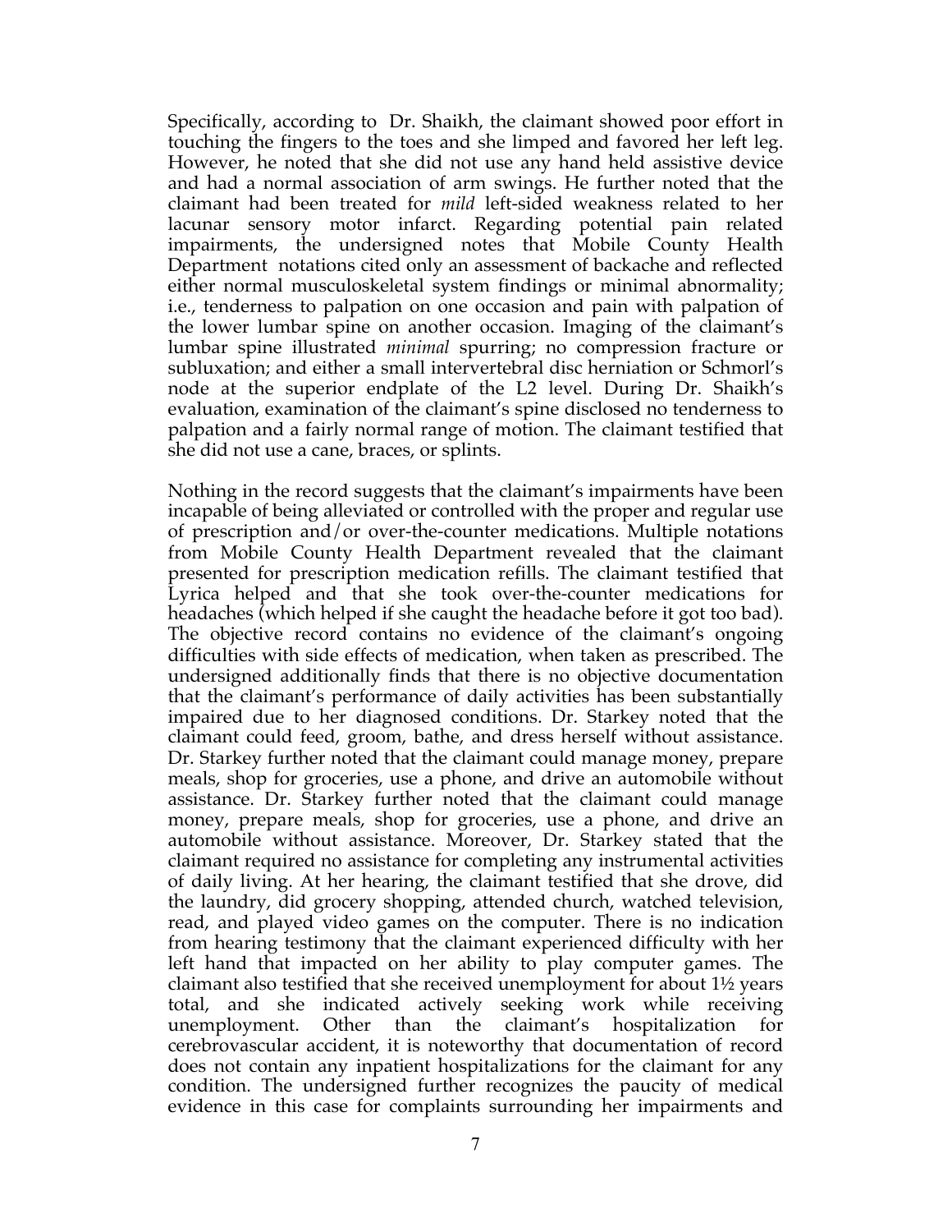Specifically, according to Dr. Shaikh, the claimant showed poor effort in touching the fingers to the toes and she limped and favored her left leg. However, he noted that she did not use any hand held assistive device and had a normal association of arm swings. He further noted that the claimant had been treated for *mild* left-sided weakness related to her lacunar sensory motor infarct. Regarding potential pain related impairments, the undersigned notes that Mobile County Health Department notations cited only an assessment of backache and reflected either normal musculoskeletal system findings or minimal abnormality; i.e., tenderness to palpation on one occasion and pain with palpation of the lower lumbar spine on another occasion. Imaging of the claimant's lumbar spine illustrated *minimal* spurring; no compression fracture or subluxation; and either a small intervertebral disc herniation or Schmorl's node at the superior endplate of the L2 level. During Dr. Shaikh's evaluation, examination of the claimant's spine disclosed no tenderness to palpation and a fairly normal range of motion. The claimant testified that she did not use a cane, braces, or splints.

Nothing in the record suggests that the claimant's impairments have been incapable of being alleviated or controlled with the proper and regular use of prescription and/or over-the-counter medications. Multiple notations from Mobile County Health Department revealed that the claimant presented for prescription medication refills. The claimant testified that Lyrica helped and that she took over-the-counter medications for headaches (which helped if she caught the headache before it got too bad). The objective record contains no evidence of the claimant's ongoing difficulties with side effects of medication, when taken as prescribed. The undersigned additionally finds that there is no objective documentation that the claimant's performance of daily activities has been substantially impaired due to her diagnosed conditions. Dr. Starkey noted that the claimant could feed, groom, bathe, and dress herself without assistance. Dr. Starkey further noted that the claimant could manage money, prepare meals, shop for groceries, use a phone, and drive an automobile without assistance. Dr. Starkey further noted that the claimant could manage money, prepare meals, shop for groceries, use a phone, and drive an automobile without assistance. Moreover, Dr. Starkey stated that the claimant required no assistance for completing any instrumental activities of daily living. At her hearing, the claimant testified that she drove, did the laundry, did grocery shopping, attended church, watched television, read, and played video games on the computer. There is no indication from hearing testimony that the claimant experienced difficulty with her left hand that impacted on her ability to play computer games. The claimant also testified that she received unemployment for about 1½ years total, and she indicated actively seeking work while receiving unemployment. Other than the claimant's hospitalization for cerebrovascular accident, it is noteworthy that documentation of record does not contain any inpatient hospitalizations for the claimant for any condition. The undersigned further recognizes the paucity of medical evidence in this case for complaints surrounding her impairments and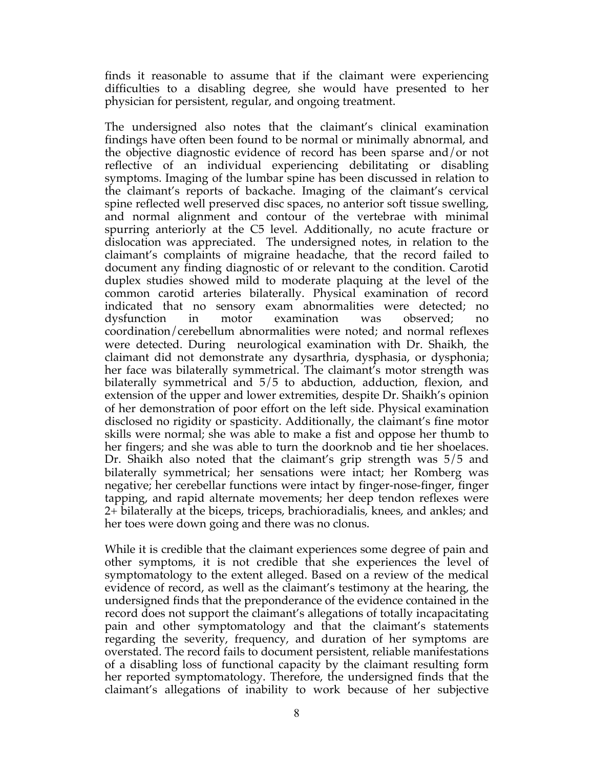finds it reasonable to assume that if the claimant were experiencing difficulties to a disabling degree, she would have presented to her physician for persistent, regular, and ongoing treatment.

The undersigned also notes that the claimant's clinical examination findings have often been found to be normal or minimally abnormal, and the objective diagnostic evidence of record has been sparse and/or not reflective of an individual experiencing debilitating or disabling symptoms. Imaging of the lumbar spine has been discussed in relation to the claimant's reports of backache. Imaging of the claimant's cervical spine reflected well preserved disc spaces, no anterior soft tissue swelling, and normal alignment and contour of the vertebrae with minimal spurring anteriorly at the C5 level. Additionally, no acute fracture or dislocation was appreciated. The undersigned notes, in relation to the claimant's complaints of migraine headache, that the record failed to document any finding diagnostic of or relevant to the condition. Carotid duplex studies showed mild to moderate plaquing at the level of the common carotid arteries bilaterally. Physical examination of record indicated that no sensory exam abnormalities were detected; no dysfunction in motor examination was observed; no coordination/cerebellum abnormalities were noted; and normal reflexes were detected. During neurological examination with Dr. Shaikh, the claimant did not demonstrate any dysarthria, dysphasia, or dysphonia; her face was bilaterally symmetrical. The claimant's motor strength was bilaterally symmetrical and 5/5 to abduction, adduction, flexion, and extension of the upper and lower extremities, despite Dr. Shaikh's opinion of her demonstration of poor effort on the left side. Physical examination disclosed no rigidity or spasticity. Additionally, the claimant's fine motor skills were normal; she was able to make a fist and oppose her thumb to her fingers; and she was able to turn the doorknob and tie her shoelaces. Dr. Shaikh also noted that the claimant's grip strength was 5/5 and bilaterally symmetrical; her sensations were intact; her Romberg was negative; her cerebellar functions were intact by finger-nose-finger, finger tapping, and rapid alternate movements; her deep tendon reflexes were 2+ bilaterally at the biceps, triceps, brachioradialis, knees, and ankles; and her toes were down going and there was no clonus.

While it is credible that the claimant experiences some degree of pain and other symptoms, it is not credible that she experiences the level of symptomatology to the extent alleged. Based on a review of the medical evidence of record, as well as the claimant's testimony at the hearing, the undersigned finds that the preponderance of the evidence contained in the record does not support the claimant's allegations of totally incapacitating pain and other symptomatology and that the claimant's statements regarding the severity, frequency, and duration of her symptoms are overstated. The record fails to document persistent, reliable manifestations of a disabling loss of functional capacity by the claimant resulting form her reported symptomatology. Therefore, the undersigned finds that the claimant's allegations of inability to work because of her subjective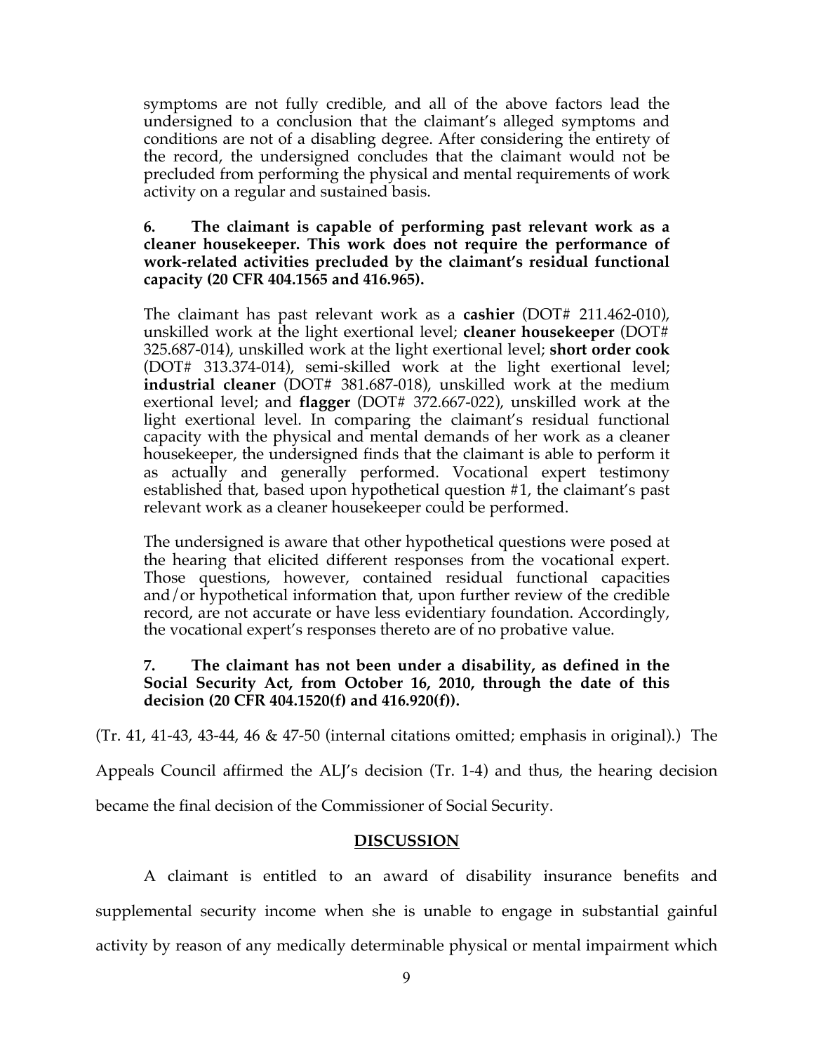symptoms are not fully credible, and all of the above factors lead the undersigned to a conclusion that the claimant's alleged symptoms and conditions are not of a disabling degree. After considering the entirety of the record, the undersigned concludes that the claimant would not be precluded from performing the physical and mental requirements of work activity on a regular and sustained basis.

**6. The claimant is capable of performing past relevant work as a cleaner housekeeper. This work does not require the performance of work-related activities precluded by the claimant's residual functional capacity (20 CFR 404.1565 and 416.965).**

The claimant has past relevant work as a **cashier** (DOT# 211.462-010), unskilled work at the light exertional level; **cleaner housekeeper** (DOT# 325.687-014), unskilled work at the light exertional level; **short order cook** (DOT# 313.374-014), semi-skilled work at the light exertional level; **industrial cleaner** (DOT# 381.687-018), unskilled work at the medium exertional level; and **flagger** (DOT# 372.667-022), unskilled work at the light exertional level. In comparing the claimant's residual functional capacity with the physical and mental demands of her work as a cleaner housekeeper, the undersigned finds that the claimant is able to perform it as actually and generally performed. Vocational expert testimony established that, based upon hypothetical question #1, the claimant's past relevant work as a cleaner housekeeper could be performed.

The undersigned is aware that other hypothetical questions were posed at the hearing that elicited different responses from the vocational expert. Those questions, however, contained residual functional capacities and/or hypothetical information that, upon further review of the credible record, are not accurate or have less evidentiary foundation. Accordingly, the vocational expert's responses thereto are of no probative value.

**7. The claimant has not been under a disability, as defined in the Social Security Act, from October 16, 2010, through the date of this decision (20 CFR 404.1520(f) and 416.920(f)).**

(Tr. 41, 41-43, 43-44, 46 & 47-50 (internal citations omitted; emphasis in original).) The Appeals Council affirmed the ALJ's decision (Tr. 1-4) and thus, the hearing decision became the final decision of the Commissioner of Social Security.

## DISCUSSION

A claimant is entitled to an award of disability insurance benefits and supplemental security income when she is unable to engage in substantial gainful activity by reason of any medically determinable physical or mental impairment which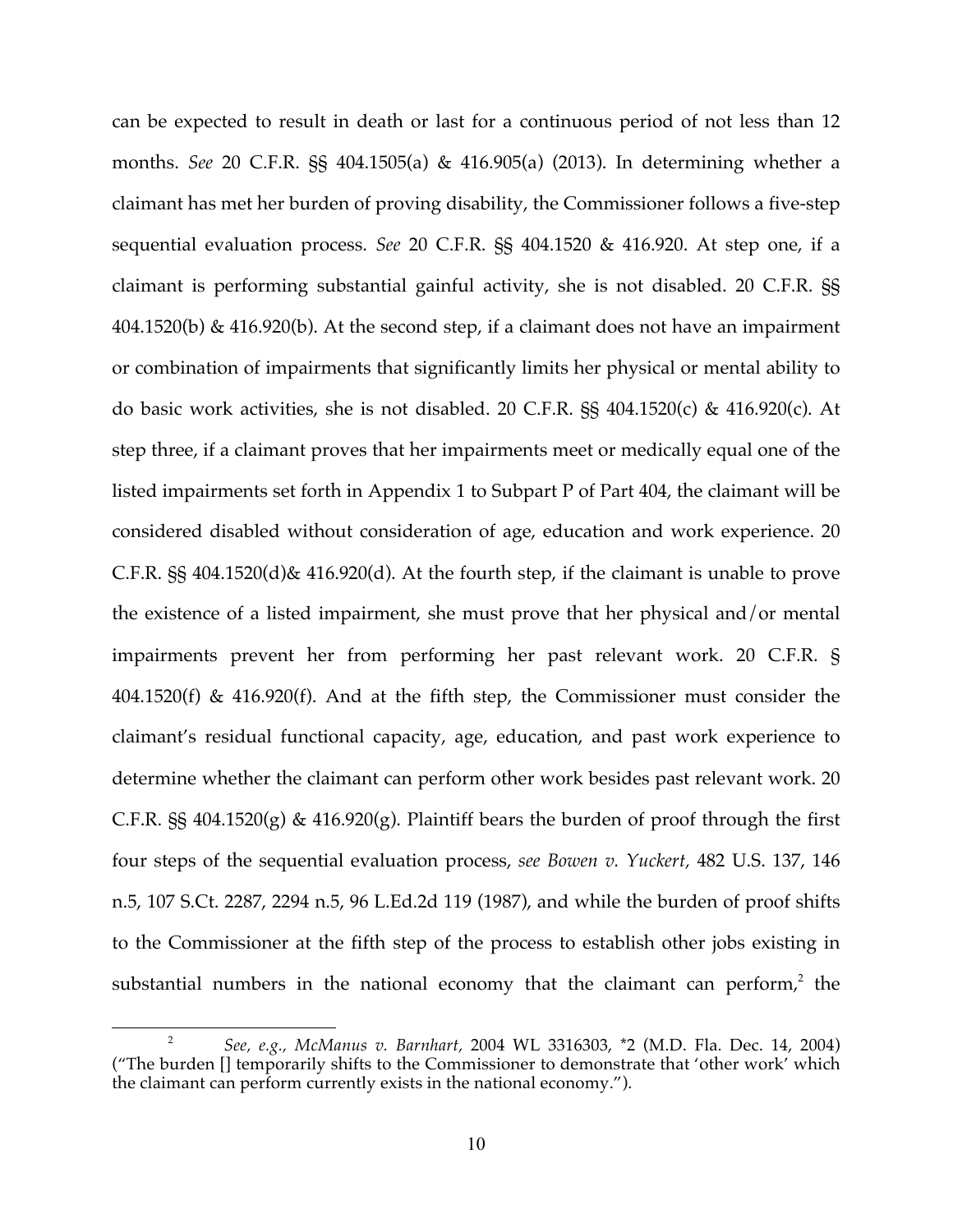can be expected to result in death or last for a continuous period of not less than 12 months. *See* 20 C.F.R. §§ 404.1505(a) & 416.905(a) (2013). In determining whether a claimant has met her burden of proving disability, the Commissioner follows a five-step sequential evaluation process. *See* 20 C.F.R. §§ 404.1520 & 416.920. At step one, if a claimant is performing substantial gainful activity, she is not disabled. 20 C.F.R. §§ 404.1520(b) & 416.920(b). At the second step, if a claimant does not have an impairment or combination of impairments that significantly limits her physical or mental ability to do basic work activities, she is not disabled. 20 C.F.R. §§ 404.1520(c) & 416.920(c). At step three, if a claimant proves that her impairments meet or medically equal one of the listed impairments set forth in Appendix 1 to Subpart P of Part 404, the claimant will be considered disabled without consideration of age, education and work experience. 20 C.F.R. §§ 404.1520(d)& 416.920(d). At the fourth step, if the claimant is unable to prove the existence of a listed impairment, she must prove that her physical and/or mental impairments prevent her from performing her past relevant work. 20 C.F.R. § 404.1520(f) & 416.920(f). And at the fifth step, the Commissioner must consider the claimant's residual functional capacity, age, education, and past work experience to determine whether the claimant can perform other work besides past relevant work. 20 C.F.R. §§ 404.1520(g) & 416.920(g). Plaintiff bears the burden of proof through the first four steps of the sequential evaluation process, *see Bowen v. Yuckert,* 482 U.S. 137, 146 n.5, 107 S.Ct. 2287, 2294 n.5, 96 L.Ed.2d 119 (1987), and while the burden of proof shifts to the Commissioner at the fifth step of the process to establish other jobs existing in substantial numbers in the national economy that the claimant can perform,[2] the

[2] *See, e.g., McManus v. Barnhart,* 2004 WL 3316303, *2 (M.D. Fla. Dec. 14, 2004) ("The burden [] temporarily shifts to the Commissioner to demonstrate that 'other work' which the claimant can perform currently exists in the national economy.").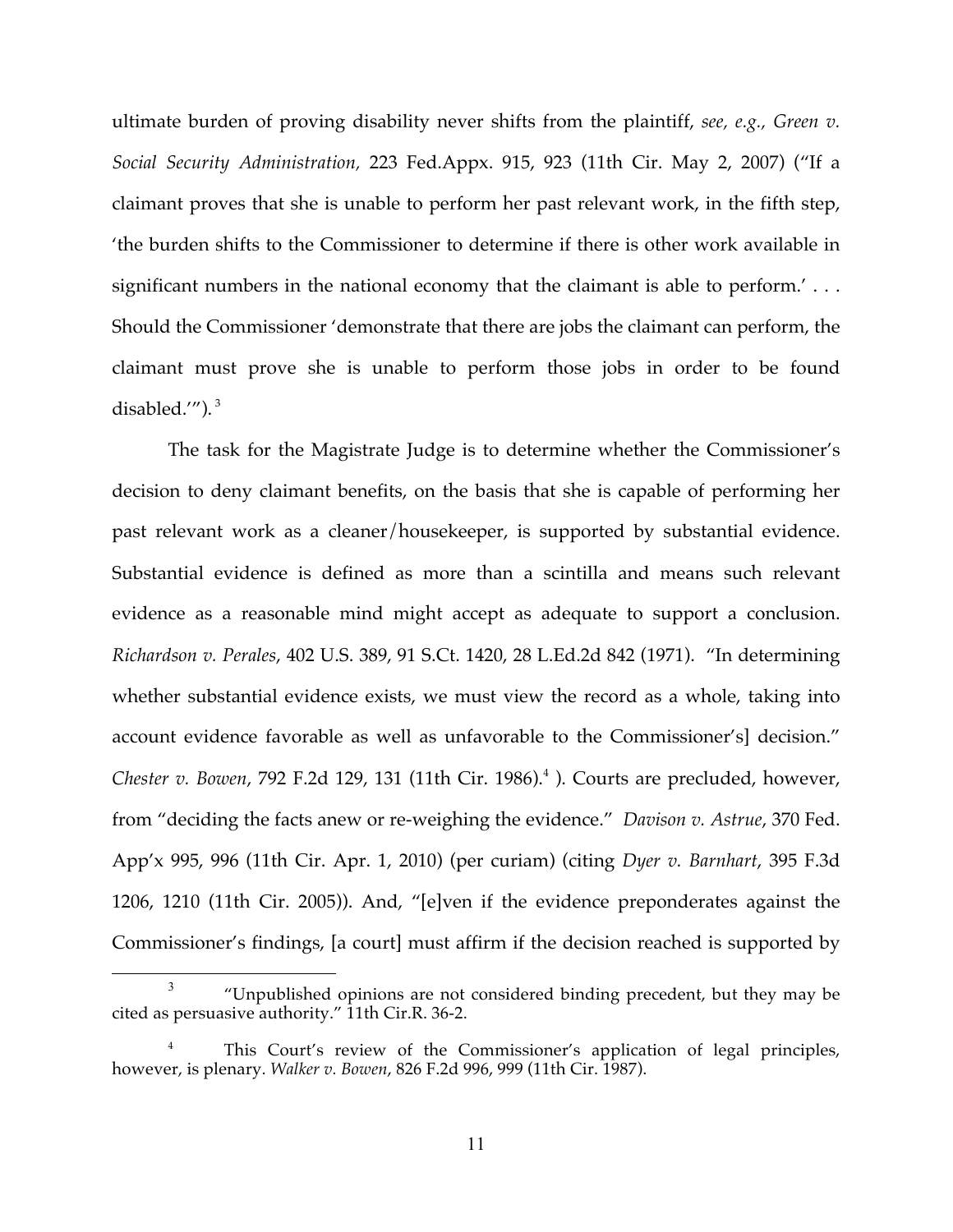ultimate burden of proving disability never shifts from the plaintiff, *see, e.g., Green v. Social Security Administration,* 223 Fed.Appx. 915, 923 (11th Cir. May 2, 2007) ("If a claimant proves that she is unable to perform her past relevant work, in the fifth step, 'the burden shifts to the Commissioner to determine if there is other work available in significant numbers in the national economy that the claimant is able to perform.' . . . Should the Commissioner 'demonstrate that there are jobs the claimant can perform, the claimant must prove she is unable to perform those jobs in order to be found disabled.'").[3]

The task for the Magistrate Judge is to determine whether the Commissioner's decision to deny claimant benefits, on the basis that she is capable of performing her past relevant work as a cleaner/housekeeper, is supported by substantial evidence. Substantial evidence is defined as more than a scintilla and means such relevant evidence as a reasonable mind might accept as adequate to support a conclusion. *Richardson v. Perales*, 402 U.S. 389, 91 S.Ct. 1420, 28 L.Ed.2d 842 (1971). "In determining whether substantial evidence exists, we must view the record as a whole, taking into account evidence favorable as well as unfavorable to the Commissioner's] decision." *Chester v. Bowen*, 792 F.2d 129, 131 (11th Cir. 1986).[4] ). Courts are precluded, however, from "deciding the facts anew or re-weighing the evidence." *Davison v. Astrue*, 370 Fed. App'x 995, 996 (11th Cir. Apr. 1, 2010) (per curiam) (citing *Dyer v. Barnhart*, 395 F.3d 1206, 1210 (11th Cir. 2005)). And, "[e]ven if the evidence preponderates against the Commissioner's findings, [a court] must affirm if the decision reached is supported by

---

[3] "Unpublished opinions are not considered binding precedent, but they may be cited as persuasive authority." 11th Cir.R. 36-2.

[4] This Court's review of the Commissioner's application of legal principles, however, is plenary. *Walker v. Bowen*, 826 F.2d 996, 999 (11th Cir. 1987).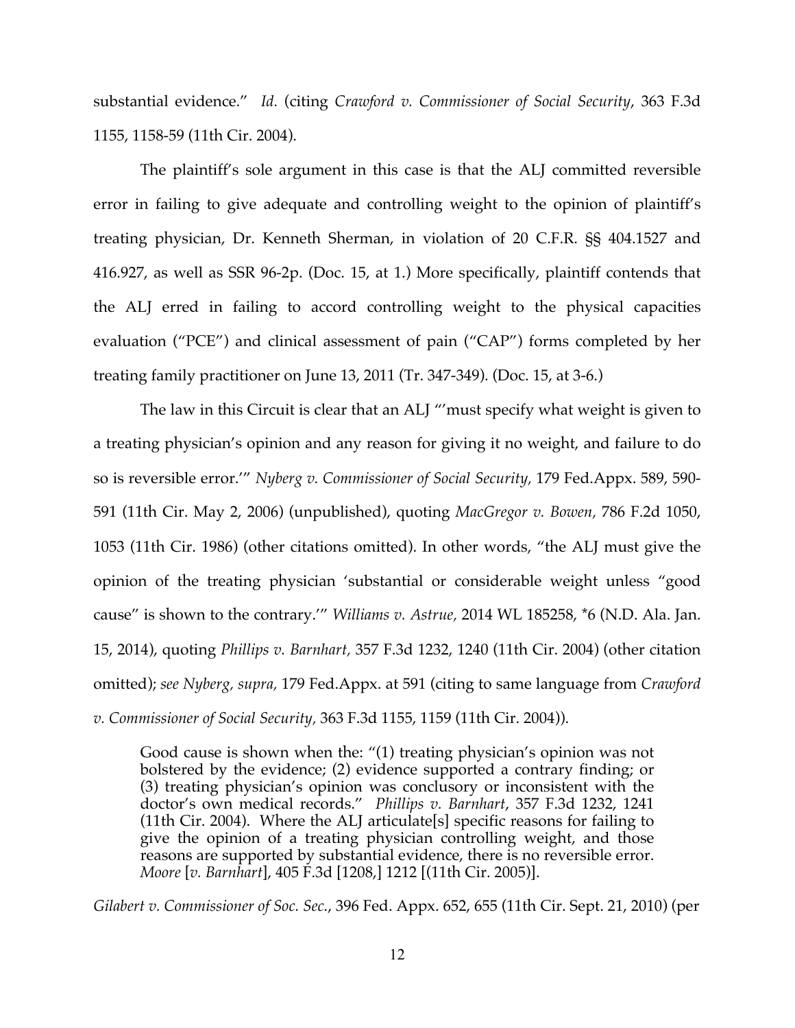substantial evidence." *Id.* (citing *Crawford v. Commissioner of Social Security*, 363 F.3d 1155, 1158-59 (11th Cir. 2004).

The plaintiff's sole argument in this case is that the ALJ committed reversible error in failing to give adequate and controlling weight to the opinion of plaintiff's treating physician, Dr. Kenneth Sherman, in violation of 20 C.F.R. §§ 404.1527 and 416.927, as well as SSR 96-2p. (Doc. 15, at 1.) More specifically, plaintiff contends that the ALJ erred in failing to accord controlling weight to the physical capacities evaluation ("PCE") and clinical assessment of pain ("CAP") forms completed by her treating family practitioner on June 13, 2011 (Tr. 347-349). (Doc. 15, at 3-6.)

The law in this Circuit is clear that an ALJ "'must specify what weight is given to a treating physician's opinion and any reason for giving it no weight, and failure to do so is reversible error.'" *Nyberg v. Commissioner of Social Security,* 179 Fed.Appx. 589, 590-591 (11th Cir. May 2, 2006) (unpublished), quoting *MacGregor v. Bowen,* 786 F.2d 1050, 1053 (11th Cir. 1986) (other citations omitted). In other words, "the ALJ must give the opinion of the treating physician 'substantial or considerable weight unless "good cause" is shown to the contrary.'" *Williams v. Astrue,* 2014 WL 185258, *6 (N.D. Ala. Jan. 15, 2014), quoting *Phillips v. Barnhart,* 357 F.3d 1232, 1240 (11th Cir. 2004) (other citation omitted); *see Nyberg, supra,* 179 Fed.Appx. at 591 (citing to same language from *Crawford v. Commissioner of Social Security*, 363 F.3d 1155, 1159 (11th Cir. 2004)).

> Good cause is shown when the: "(1) treating physician's opinion was not bolstered by the evidence; (2) evidence supported a contrary finding; or (3) treating physician's opinion was conclusory or inconsistent with the doctor's own medical records." *Phillips v. Barnhart*, 357 F.3d 1232, 1241 (11th Cir. 2004). Where the ALJ articulate[s] specific reasons for failing to give the opinion of a treating physician controlling weight, and those reasons are supported by substantial evidence, there is no reversible error. *Moore* [*v. Barnhart*], 405 F.3d [1208,] 1212 [(11th Cir. 2005)].

*Gilabert v. Commissioner of Soc. Sec.*, 396 Fed. Appx. 652, 655 (11th Cir. Sept. 21, 2010) (per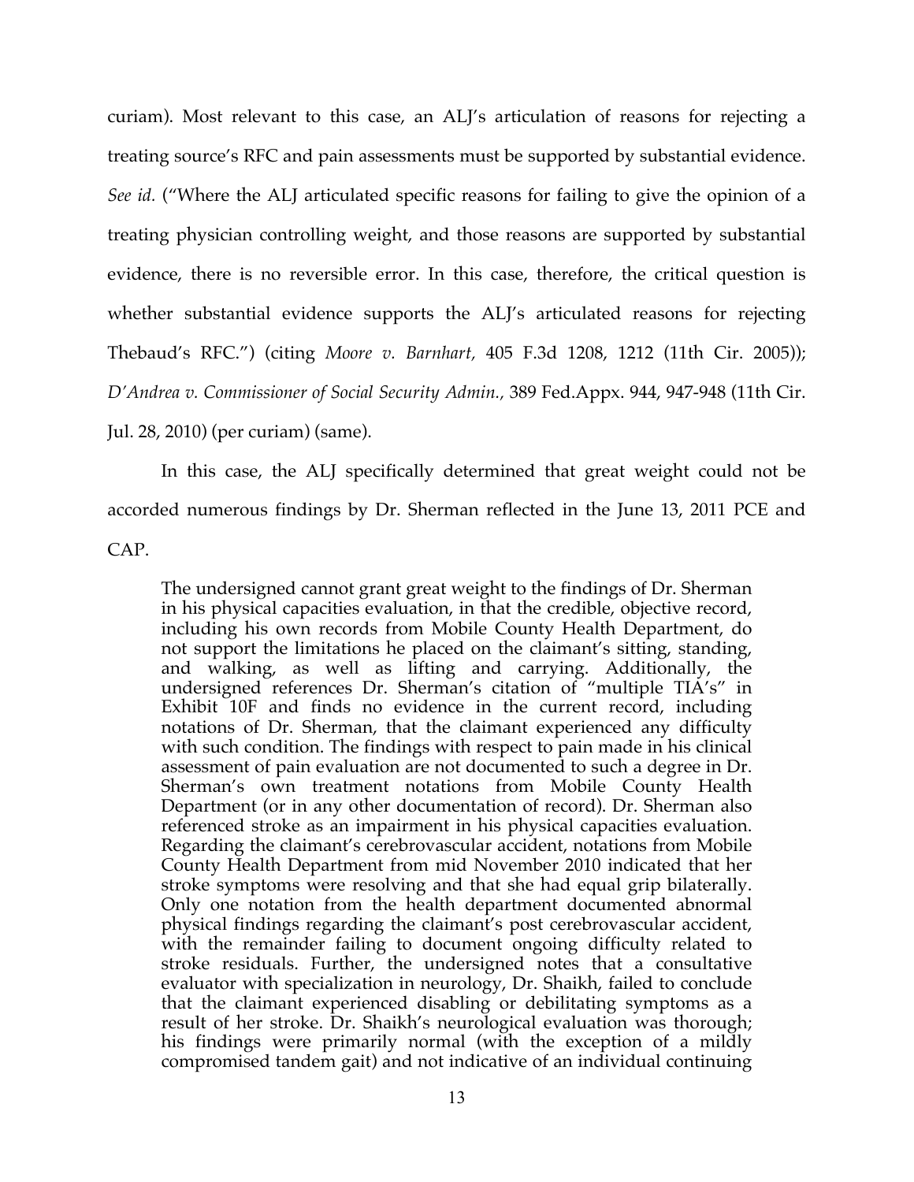curiam). Most relevant to this case, an ALJ's articulation of reasons for rejecting a treating source's RFC and pain assessments must be supported by substantial evidence. *See id.* ("Where the ALJ articulated specific reasons for failing to give the opinion of a treating physician controlling weight, and those reasons are supported by substantial evidence, there is no reversible error. In this case, therefore, the critical question is whether substantial evidence supports the ALJ's articulated reasons for rejecting Thebaud's RFC.") (citing *Moore v. Barnhart*, 405 F.3d 1208, 1212 (11th Cir. 2005)); *D'Andrea v. Commissioner of Social Security Admin.*, 389 Fed.Appx. 944, 947-948 (11th Cir. Jul. 28, 2010) (per curiam) (same).

In this case, the ALJ specifically determined that great weight could not be accorded numerous findings by Dr. Sherman reflected in the June 13, 2011 PCE and CAP.

> The undersigned cannot grant great weight to the findings of Dr. Sherman in his physical capacities evaluation, in that the credible, objective record, including his own records from Mobile County Health Department, do not support the limitations he placed on the claimant's sitting, standing, and walking, as well as lifting and carrying. Additionally, the undersigned references Dr. Sherman's citation of "multiple TIA's" in Exhibit 10F and finds no evidence in the current record, including notations of Dr. Sherman, that the claimant experienced any difficulty with such condition. The findings with respect to pain made in his clinical assessment of pain evaluation are not documented to such a degree in Dr. Sherman's own treatment notations from Mobile County Health Department (or in any other documentation of record). Dr. Sherman also referenced stroke as an impairment in his physical capacities evaluation. Regarding the claimant's cerebrovascular accident, notations from Mobile County Health Department from mid November 2010 indicated that her stroke symptoms were resolving and that she had equal grip bilaterally. Only one notation from the health department documented abnormal physical findings regarding the claimant's post cerebrovascular accident, with the remainder failing to document ongoing difficulty related to stroke residuals. Further, the undersigned notes that a consultative evaluator with specialization in neurology, Dr. Shaikh, failed to conclude that the claimant experienced disabling or debilitating symptoms as a result of her stroke. Dr. Shaikh's neurological evaluation was thorough; his findings were primarily normal (with the exception of a mildly compromised tandem gait) and not indicative of an individual continuing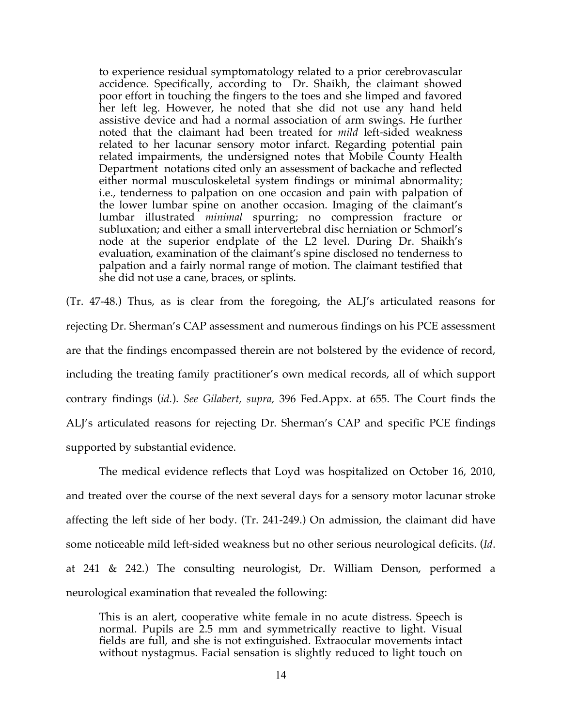> to experience residual symptomatology related to a prior cerebrovascular accidence. Specifically, according to Dr. Shaikh, the claimant showed poor effort in touching the fingers to the toes and she limped and favored her left leg. However, he noted that she did not use any hand held assistive device and had a normal association of arm swings. He further noted that the claimant had been treated for *mild* left-sided weakness related to her lacunar sensory motor infarct. Regarding potential pain related impairments, the undersigned notes that Mobile County Health Department notations cited only an assessment of backache and reflected either normal musculoskeletal system findings or minimal abnormality; i.e., tenderness to palpation on one occasion and pain with palpation of the lower lumbar spine on another occasion. Imaging of the claimant's lumbar illustrated *minimal* spurring; no compression fracture or subluxation; and either a small intervertebral disc herniation or Schmorl's node at the superior endplate of the L2 level. During Dr. Shaikh's evaluation, examination of the claimant's spine disclosed no tenderness to palpation and a fairly normal range of motion. The claimant testified that she did not use a cane, braces, or splints.

(Tr. 47-48.) Thus, as is clear from the foregoing, the ALJ's articulated reasons for rejecting Dr. Sherman's CAP assessment and numerous findings on his PCE assessment are that the findings encompassed therein are not bolstered by the evidence of record, including the treating family practitioner's own medical records, all of which support contrary findings (*id.*). *See Gilabert, supra,* 396 Fed.Appx. at 655. The Court finds the ALJ's articulated reasons for rejecting Dr. Sherman's CAP and specific PCE findings supported by substantial evidence.

The medical evidence reflects that Loyd was hospitalized on October 16, 2010, and treated over the course of the next several days for a sensory motor lacunar stroke affecting the left side of her body. (Tr. 241-249.) On admission, the claimant did have some noticeable mild left-sided weakness but no other serious neurological deficits. (*Id*. at 241 & 242.) The consulting neurologist, Dr. William Denson, performed a neurological examination that revealed the following:

> This is an alert, cooperative white female in no acute distress. Speech is normal. Pupils are 2.5 mm and symmetrically reactive to light. Visual fields are full, and she is not extinguished. Extraocular movements intact without nystagmus. Facial sensation is slightly reduced to light touch on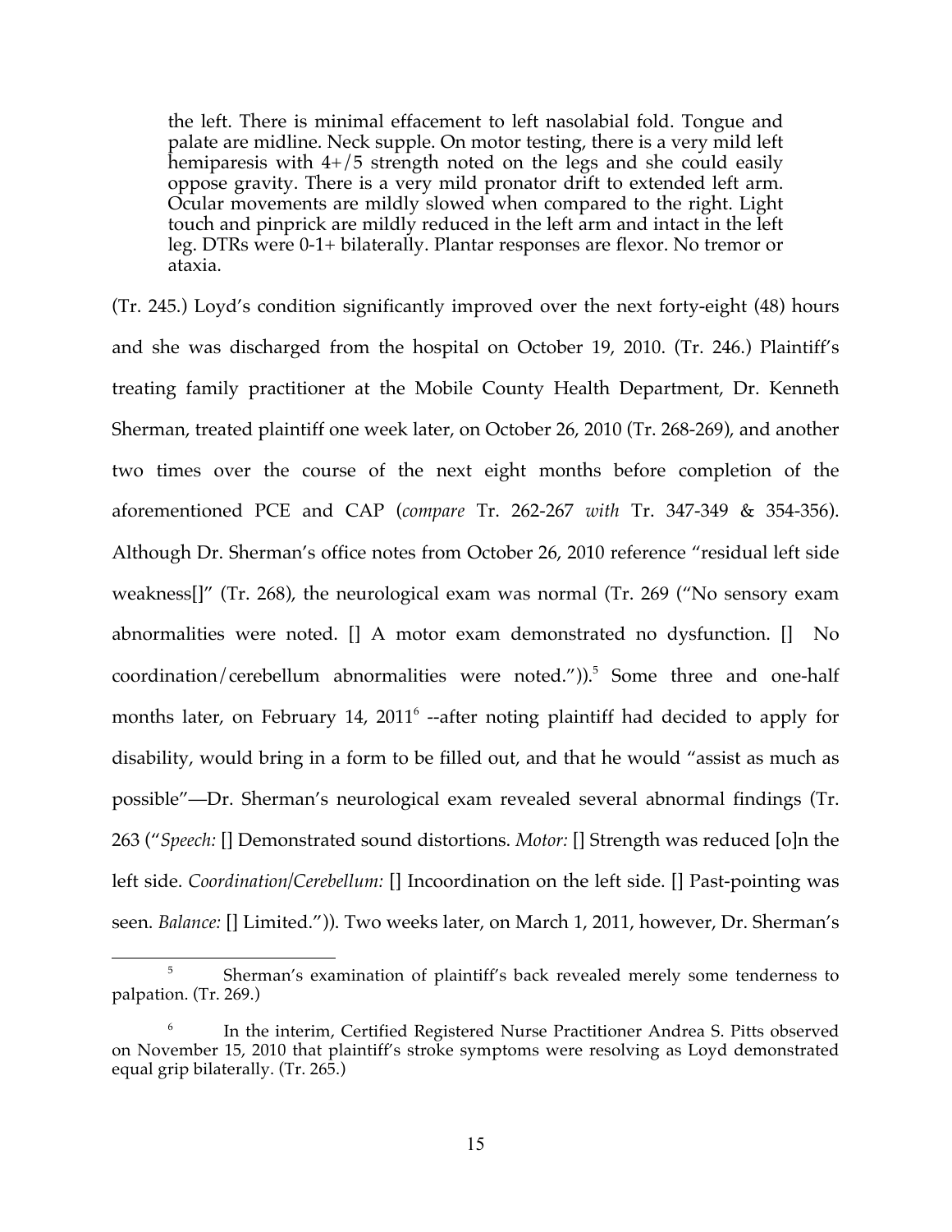> the left. There is minimal effacement to left nasolabial fold. Tongue and palate are midline. Neck supple. On motor testing, there is a very mild left hemiparesis with 4+/5 strength noted on the legs and she could easily oppose gravity. There is a very mild pronator drift to extended left arm. Ocular movements are mildly slowed when compared to the right. Light touch and pinprick are mildly reduced in the left arm and intact in the left leg. DTRs were 0-1+ bilaterally. Plantar responses are flexor. No tremor or ataxia.

(Tr. 245.) Loyd's condition significantly improved over the next forty-eight (48) hours and she was discharged from the hospital on October 19, 2010. (Tr. 246.) Plaintiff's treating family practitioner at the Mobile County Health Department, Dr. Kenneth Sherman, treated plaintiff one week later, on October 26, 2010 (Tr. 268-269), and another two times over the course of the next eight months before completion of the aforementioned PCE and CAP (*compare* Tr. 262-267 *with* Tr. 347-349 & 354-356). Although Dr. Sherman's office notes from October 26, 2010 reference "residual left side weakness[]" (Tr. 268), the neurological exam was normal (Tr. 269 ("No sensory exam abnormalities were noted. [] A motor exam demonstrated no dysfunction. [] No coordination/cerebellum abnormalities were noted.")).[5] Some three and one-half months later, on February 14, 2011[6] --after noting plaintiff had decided to apply for disability, would bring in a form to be filled out, and that he would "assist as much as possible"—Dr. Sherman's neurological exam revealed several abnormal findings (Tr. 263 ("*Speech:* [] Demonstrated sound distortions. *Motor:* [] Strength was reduced [o]n the left side. *Coordination/Cerebellum:* [] Incoordination on the left side. [] Past-pointing was seen. *Balance:* [] Limited.")). Two weeks later, on March 1, 2011, however, Dr. Sherman's

[5] Sherman's examination of plaintiff's back revealed merely some tenderness to palpation. (Tr. 269.)

[6] In the interim, Certified Registered Nurse Practitioner Andrea S. Pitts observed on November 15, 2010 that plaintiff's stroke symptoms were resolving as Loyd demonstrated equal grip bilaterally. (Tr. 265.)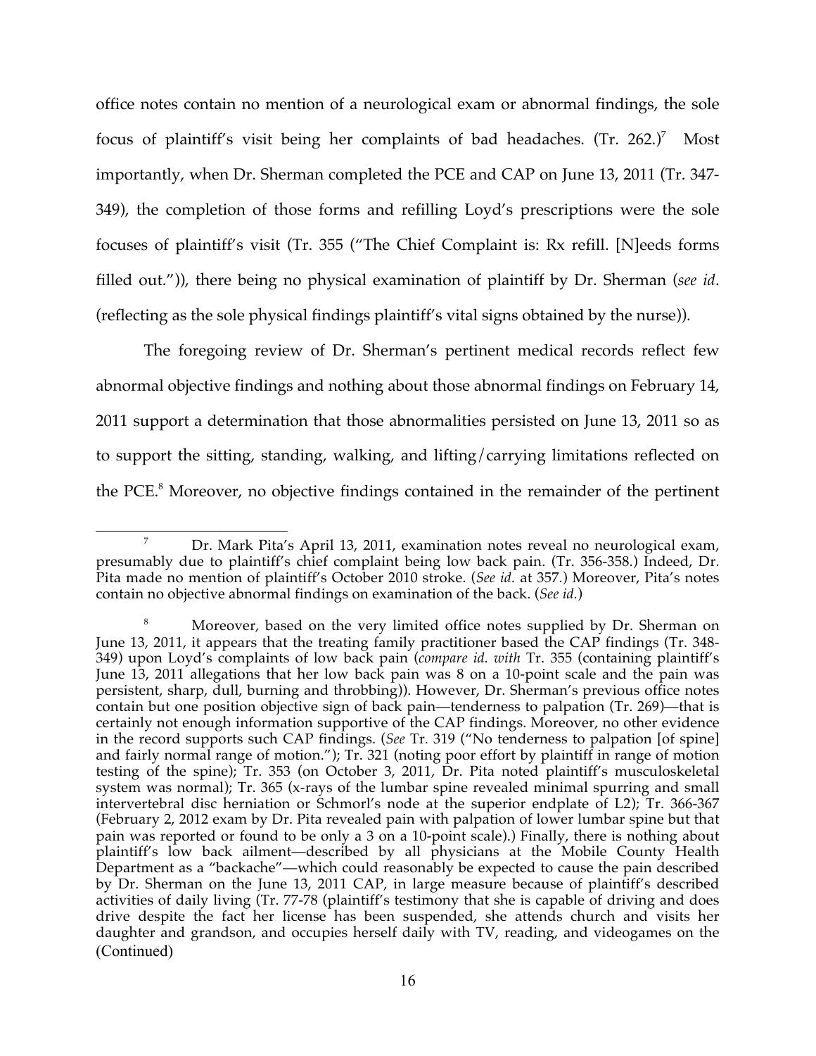office notes contain no mention of a neurological exam or abnormal findings, the sole focus of plaintiff's visit being her complaints of bad headaches. (Tr. 262.)[7] Most importantly, when Dr. Sherman completed the PCE and CAP on June 13, 2011 (Tr. 347-349), the completion of those forms and refilling Loyd's prescriptions were the sole focuses of plaintiff's visit (Tr. 355 ("The Chief Complaint is: Rx refill. [N]eeds forms filled out.")), there being no physical examination of plaintiff by Dr. Sherman (*see id*. (reflecting as the sole physical findings plaintiff's vital signs obtained by the nurse)).

The foregoing review of Dr. Sherman's pertinent medical records reflect few abnormal objective findings and nothing about those abnormal findings on February 14, 2011 support a determination that those abnormalities persisted on June 13, 2011 so as to support the sitting, standing, walking, and lifting/carrying limitations reflected on the PCE.[8] Moreover, no objective findings contained in the remainder of the pertinent

[7] Dr. Mark Pita's April 13, 2011, examination notes reveal no neurological exam, presumably due to plaintiff's chief complaint being low back pain. (Tr. 356-358.) Indeed, Dr. Pita made no mention of plaintiff's October 2010 stroke. (*See id.* at 357.) Moreover, Pita's notes contain no objective abnormal findings on examination of the back. (*See id.*)

[8] Moreover, based on the very limited office notes supplied by Dr. Sherman on June 13, 2011, it appears that the treating family practitioner based the CAP findings (Tr. 348-349) upon Loyd's complaints of low back pain (*compare id. with* Tr. 355 (containing plaintiff's June 13, 2011 allegations that her low back pain was 8 on a 10-point scale and the pain was persistent, sharp, dull, burning and throbbing)). However, Dr. Sherman's previous office notes contain but one position objective sign of back pain—tenderness to palpation (Tr. 269)—that is certainly not enough information supportive of the CAP findings. Moreover, no other evidence in the record supports such CAP findings. (*See* Tr. 319 ("No tenderness to palpation [of spine] and fairly normal range of motion."); Tr. 321 (noting poor effort by plaintiff in range of motion testing of the spine); Tr. 353 (on October 3, 2011, Dr. Pita noted plaintiff's musculoskeletal system was normal); Tr. 365 (x-rays of the lumbar spine revealed minimal spurring and small intervertebral disc herniation or Schmorl's node at the superior endplate of L2); Tr. 366-367 (February 2, 2012 exam by Dr. Pita revealed pain with palpation of lower lumbar spine but that pain was reported or found to be only a 3 on a 10-point scale).) Finally, there is nothing about plaintiff's low back ailment—described by all physicians at the Mobile County Health Department as a "backache"—which could reasonably be expected to cause the pain described by Dr. Sherman on the June 13, 2011 CAP, in large measure because of plaintiff's described activities of daily living (Tr. 77-78 (plaintiff's testimony that she is capable of driving and does drive despite the fact her license has been suspended, she attends church and visits her daughter and grandson, and occupies herself daily with TV, reading, and videogames on the (Continued)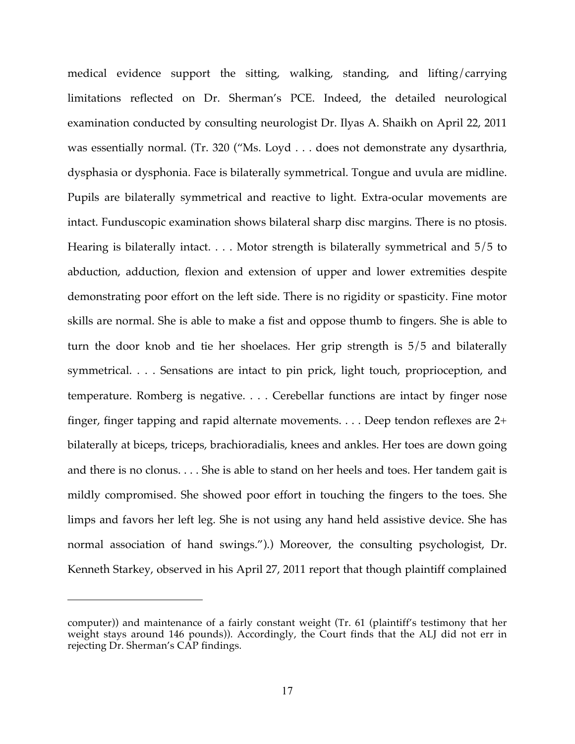medical evidence support the sitting, walking, standing, and lifting/carrying limitations reflected on Dr. Sherman's PCE. Indeed, the detailed neurological examination conducted by consulting neurologist Dr. Ilyas A. Shaikh on April 22, 2011 was essentially normal. (Tr. 320 ("Ms. Loyd . . . does not demonstrate any dysarthria, dysphasia or dysphonia. Face is bilaterally symmetrical. Tongue and uvula are midline. Pupils are bilaterally symmetrical and reactive to light. Extra-ocular movements are intact. Funduscopic examination shows bilateral sharp disc margins. There is no ptosis. Hearing is bilaterally intact. . . . Motor strength is bilaterally symmetrical and 5/5 to abduction, adduction, flexion and extension of upper and lower extremities despite demonstrating poor effort on the left side. There is no rigidity or spasticity. Fine motor skills are normal. She is able to make a fist and oppose thumb to fingers. She is able to turn the door knob and tie her shoelaces. Her grip strength is 5/5 and bilaterally symmetrical. . . . Sensations are intact to pin prick, light touch, proprioception, and temperature. Romberg is negative. . . . Cerebellar functions are intact by finger nose finger, finger tapping and rapid alternate movements. . . . Deep tendon reflexes are 2+ bilaterally at biceps, triceps, brachioradialis, knees and ankles. Her toes are down going and there is no clonus. . . . She is able to stand on her heels and toes. Her tandem gait is mildly compromised. She showed poor effort in touching the fingers to the toes. She limps and favors her left leg. She is not using any hand held assistive device. She has normal association of hand swings.").) Moreover, the consulting psychologist, Dr. Kenneth Starkey, observed in his April 27, 2011 report that though plaintiff complained

---

computer)) and maintenance of a fairly constant weight (Tr. 61 (plaintiff's testimony that her weight stays around 146 pounds)). Accordingly, the Court finds that the ALJ did not err in rejecting Dr. Sherman's CAP findings.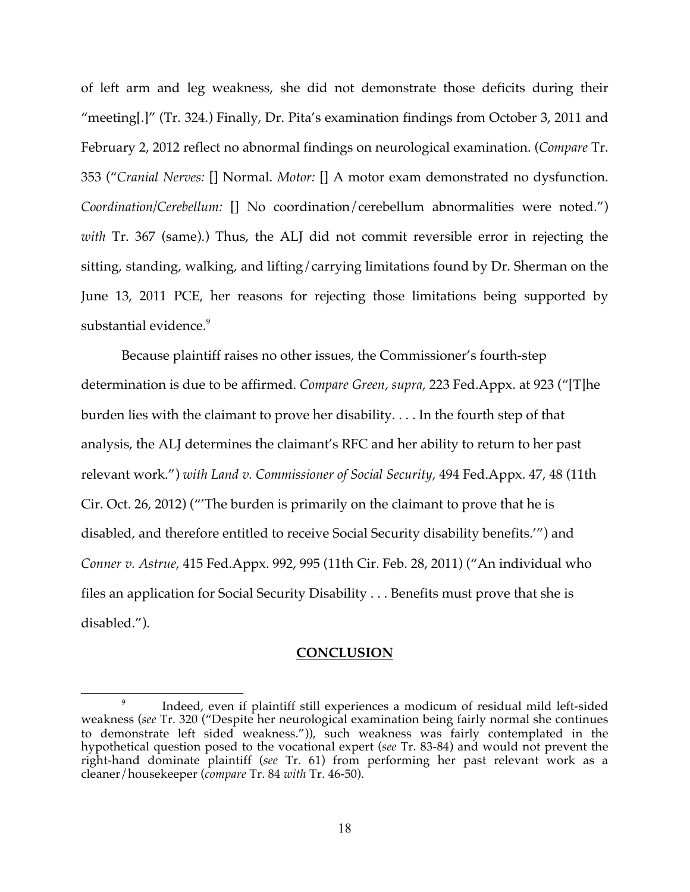of left arm and leg weakness, she did not demonstrate those deficits during their "meeting[.]" (Tr. 324.) Finally, Dr. Pita's examination findings from October 3, 2011 and February 2, 2012 reflect no abnormal findings on neurological examination. (*Compare* Tr. 353 ("*Cranial Nerves:* [] Normal. *Motor:* [] A motor exam demonstrated no dysfunction. *Coordination/Cerebellum:* [] No coordination/cerebellum abnormalities were noted.") *with* Tr. 367 (same).) Thus, the ALJ did not commit reversible error in rejecting the sitting, standing, walking, and lifting/carrying limitations found by Dr. Sherman on the June 13, 2011 PCE, her reasons for rejecting those limitations being supported by substantial evidence.[9]

Because plaintiff raises no other issues, the Commissioner's fourth-step determination is due to be affirmed. *Compare Green, supra,* 223 Fed.Appx. at 923 ("[T]he burden lies with the claimant to prove her disability. . . . In the fourth step of that analysis, the ALJ determines the claimant's RFC and her ability to return to her past relevant work.") *with Land v. Commissioner of Social Security,* 494 Fed.Appx. 47, 48 (11th Cir. Oct. 26, 2012) ("'The burden is primarily on the claimant to prove that he is disabled, and therefore entitled to receive Social Security disability benefits.'") and *Conner v. Astrue,* 415 Fed.Appx. 992, 995 (11th Cir. Feb. 28, 2011) ("An individual who files an application for Social Security Disability . . . Benefits must prove that she is disabled.").

## CONCLUSION

---

[9] Indeed, even if plaintiff still experiences a modicum of residual mild left-sided weakness (*see* Tr. 320 ("Despite her neurological examination being fairly normal she continues to demonstrate left sided weakness.")), such weakness was fairly contemplated in the hypothetical question posed to the vocational expert (*see* Tr. 83-84) and would not prevent the right-hand dominate plaintiff (*see* Tr. 61) from performing her past relevant work as a cleaner/housekeeper (*compare* Tr. 84 *with* Tr. 46-50).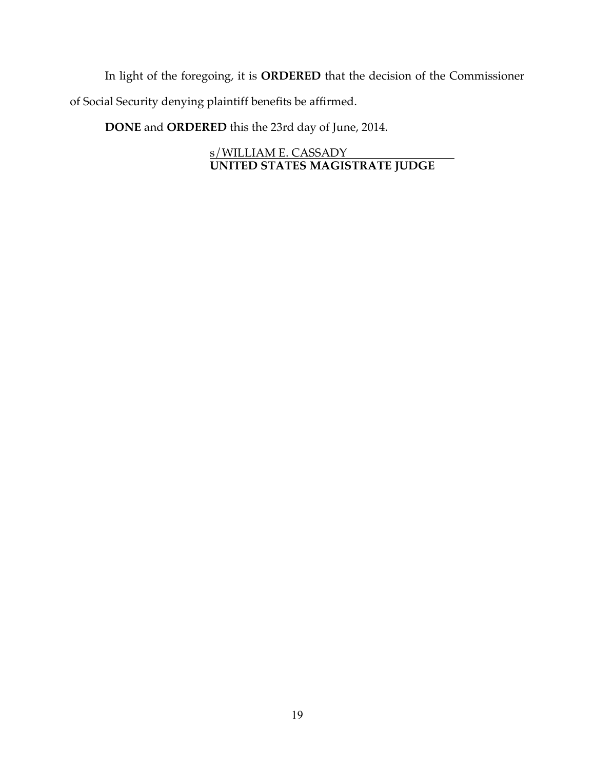In light of the foregoing, it is **ORDERED** that the decision of the Commissioner of Social Security denying plaintiff benefits be affirmed.

**DONE** and **ORDERED** this the 23rd day of June, 2014.

s/WILLIAM E. CASSADY
**UNITED STATES MAGISTRATE JUDGE**